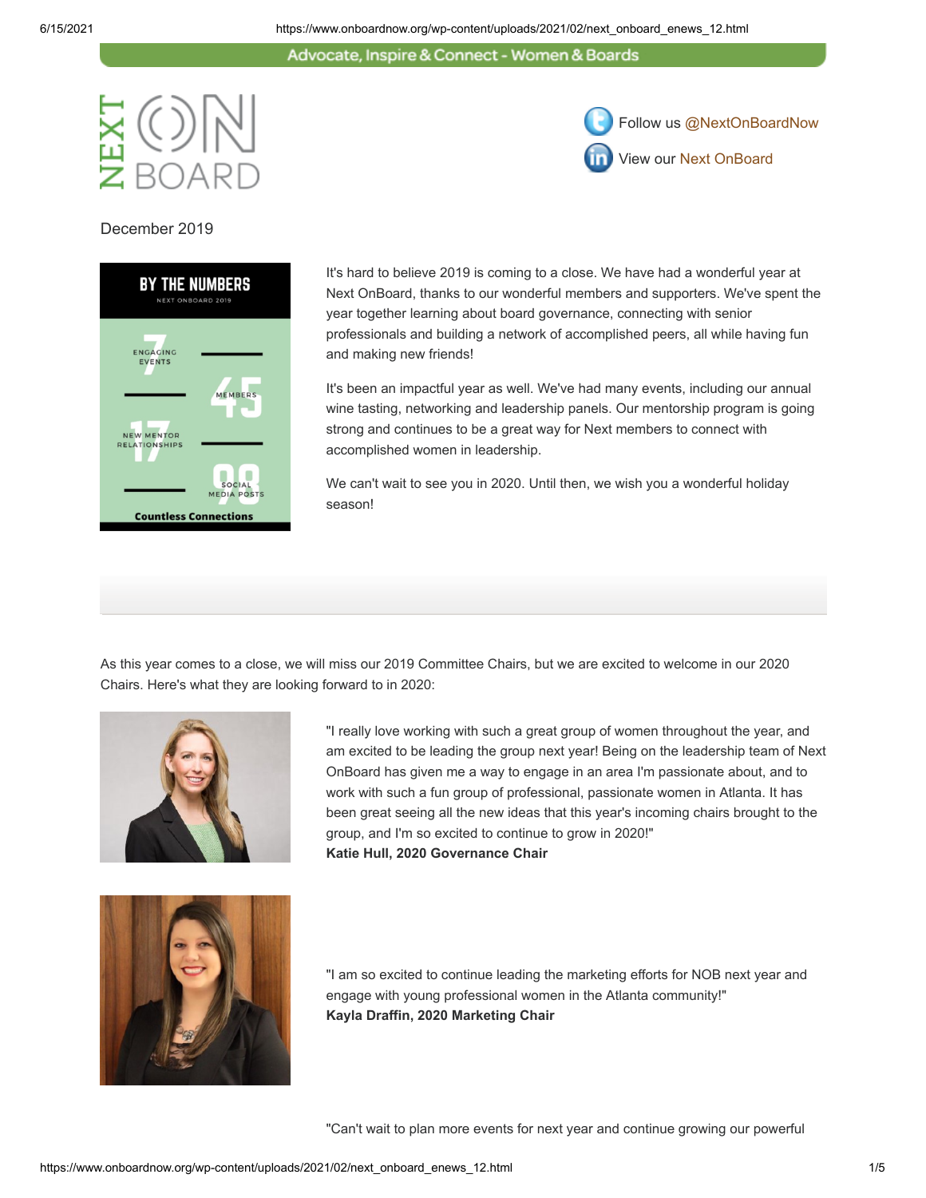Advocate, Inspire & Connect - Women & Boards

NEXT ON BOARD

Follow us @NextOnBoardNow

View our Next OnBoard

December 2019

**BY THE NUMBERS**

NEXT ONBOARD 2019

7 ENGAGING EVENTS

45 MEMBERS

17 NEW MENTOR RELATIONSHIPS

98 SOCIAL MEDIA POSTS

Countless Connections

It's hard to believe 2019 is coming to a close. We have had a wonderful year at Next OnBoard, thanks to our wonderful members and supporters. We've spent the year together learning about board governance, connecting with senior professionals and building a network of accomplished peers, all while having fun and making new friends!

It's been an impactful year as well. We've had many events, including our annual wine tasting, networking and leadership panels. Our mentorship program is going strong and continues to be a great way for Next members to connect with accomplished women in leadership.

We can't wait to see you in 2020. Until then, we wish you a wonderful holiday season!

As this year comes to a close, we will miss our 2019 Committee Chairs, but we are excited to welcome in our 2020 Chairs. Here's what they are looking forward to in 2020:

"I really love working with such a great group of women throughout the year, and am excited to be leading the group next year! Being on the leadership team of Next OnBoard has given me a way to engage in an area I'm passionate about, and to work with such a fun group of professional, passionate women in Atlanta. It has been great seeing all the new ideas that this year's incoming chairs brought to the group, and I'm so excited to continue to grow in 2020!"
**Katie Hull, 2020 Governance Chair**

"I am so excited to continue leading the marketing efforts for NOB next year and engage with young professional women in the Atlanta community!"
**Kayla Draffin, 2020 Marketing Chair**

"Can't wait to plan more events for next year and continue growing our powerful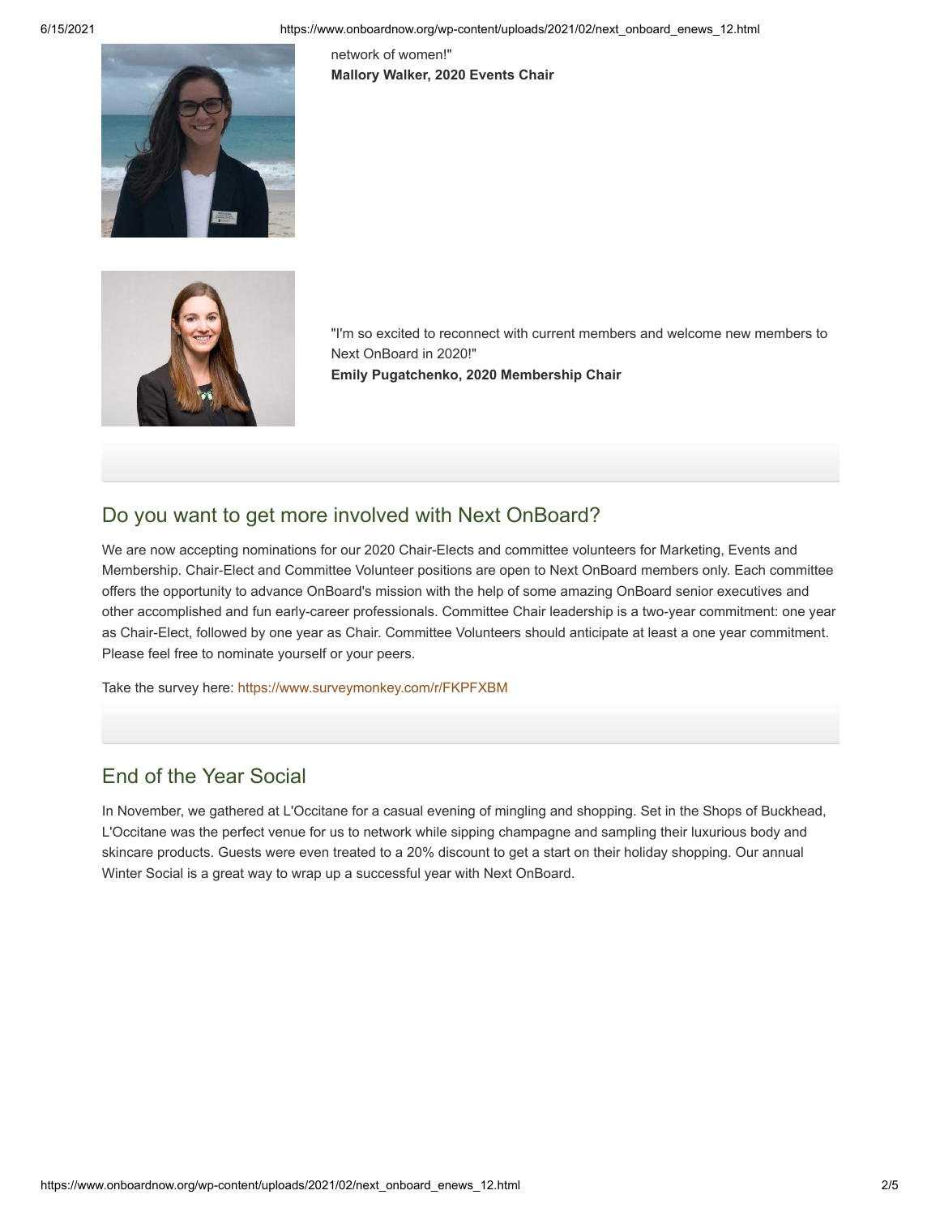network of women!"
**Mallory Walker, 2020 Events Chair**

"I'm so excited to reconnect with current members and welcome new members to Next OnBoard in 2020!"
**Emily Pugatchenko, 2020 Membership Chair**

## Do you want to get more involved with Next OnBoard?

We are now accepting nominations for our 2020 Chair-Elects and committee volunteers for Marketing, Events and Membership. Chair-Elect and Committee Volunteer positions are open to Next OnBoard members only. Each committee offers the opportunity to advance OnBoard's mission with the help of some amazing OnBoard senior executives and other accomplished and fun early-career professionals. Committee Chair leadership is a two-year commitment: one year as Chair-Elect, followed by one year as Chair. Committee Volunteers should anticipate at least a one year commitment. Please feel free to nominate yourself or your peers.

Take the survey here: https://www.surveymonkey.com/r/FKPFXBM

## End of the Year Social

In November, we gathered at L'Occitane for a casual evening of mingling and shopping. Set in the Shops of Buckhead, L'Occitane was the perfect venue for us to network while sipping champagne and sampling their luxurious body and skincare products. Guests were even treated to a 20% discount to get a start on their holiday shopping. Our annual Winter Social is a great way to wrap up a successful year with Next OnBoard.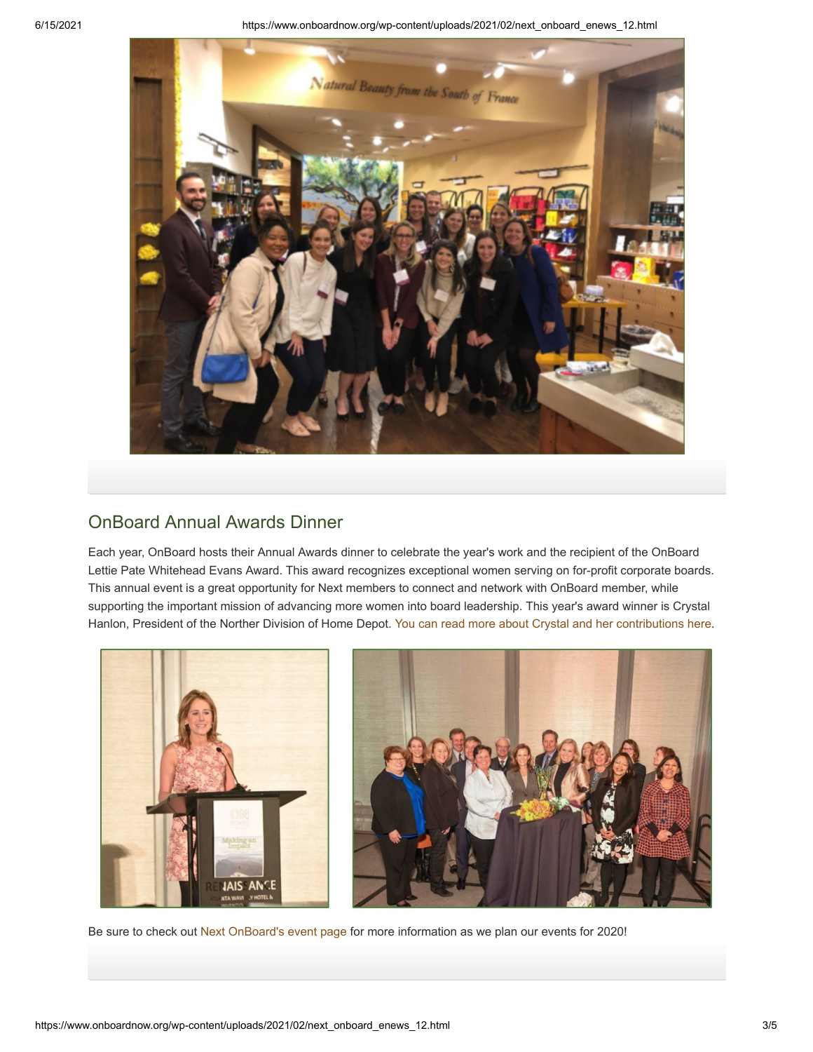## OnBoard Annual Awards Dinner

Each year, OnBoard hosts their Annual Awards dinner to celebrate the year's work and the recipient of the OnBoard Lettie Pate Whitehead Evans Award. This award recognizes exceptional women serving on for-profit corporate boards. This annual event is a great opportunity for Next members to connect and network with OnBoard member, while supporting the important mission of advancing more women into board leadership. This year's award winner is Crystal Hanlon, President of the Norther Division of Home Depot. You can read more about Crystal and her contributions here.

Be sure to check out Next OnBoard's event page for more information as we plan our events for 2020!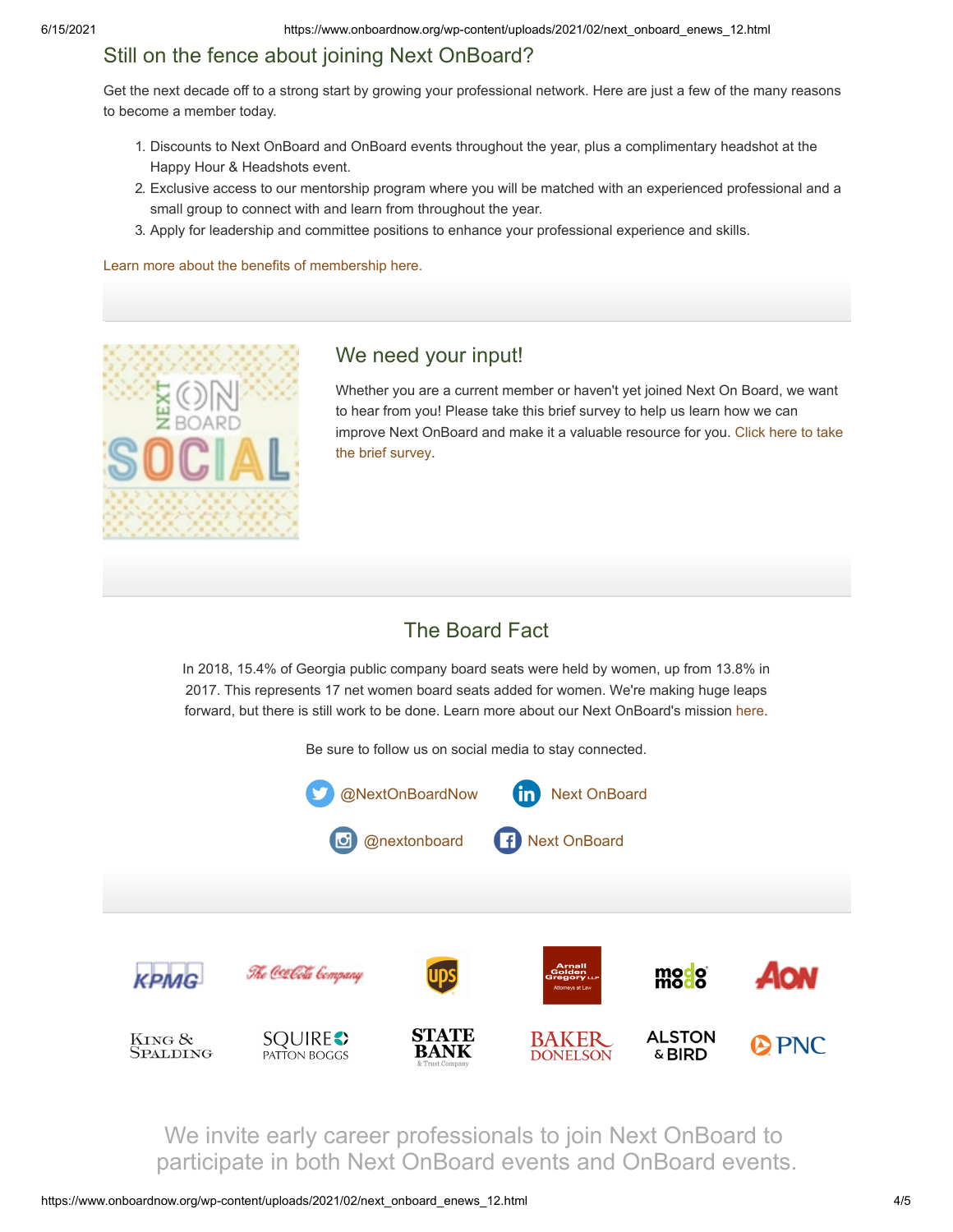## Still on the fence about joining Next OnBoard?

Get the next decade off to a strong start by growing your professional network. Here are just a few of the many reasons to become a member today.

1. Discounts to Next OnBoard and OnBoard events throughout the year, plus a complimentary headshot at the Happy Hour & Headshots event.
2. Exclusive access to our mentorship program where you will be matched with an experienced professional and a small group to connect with and learn from throughout the year.
3. Apply for leadership and committee positions to enhance your professional experience and skills.

Learn more about the benefits of membership here.

## We need your input!

Whether you are a current member or haven't yet joined Next On Board, we want to hear from you! Please take this brief survey to help us learn how we can improve Next OnBoard and make it a valuable resource for you. Click here to take the brief survey.

## The Board Fact

In 2018, 15.4% of Georgia public company board seats were held by women, up from 13.8% in 2017. This represents 17 net women board seats added for women. We're making huge leaps forward, but there is still work to be done. Learn more about our Next OnBoard's mission here.

Be sure to follow us on social media to stay connected.

@NextOnBoardNow | Next OnBoard

@nextonboard | Next OnBoard

We invite early career professionals to join Next OnBoard to participate in both Next OnBoard events and OnBoard events.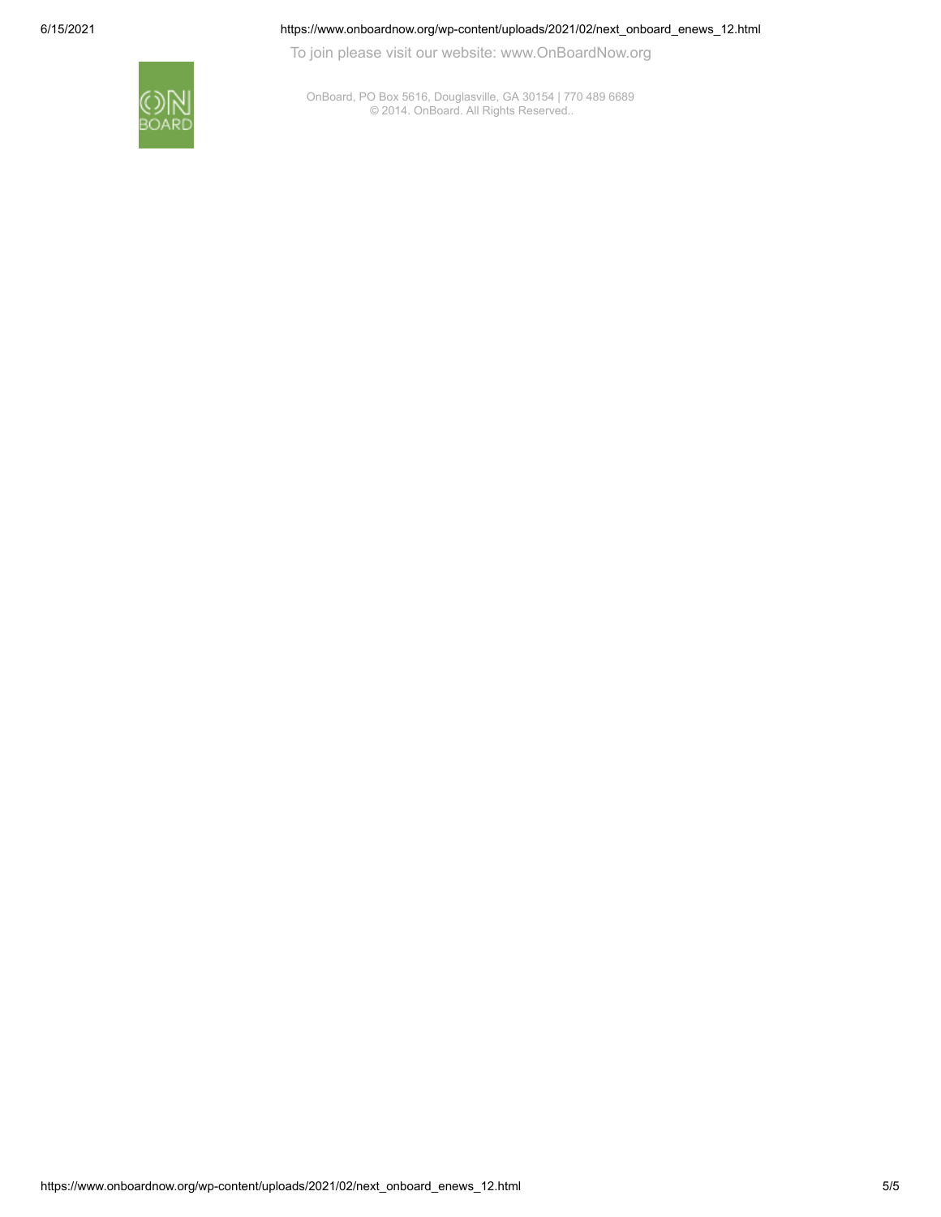To join please visit our website: www.OnBoardNow.org

OnBoard, PO Box 5616, Douglasville, GA 30154 | 770 489 6689
© 2014. OnBoard. All Rights Reserved..